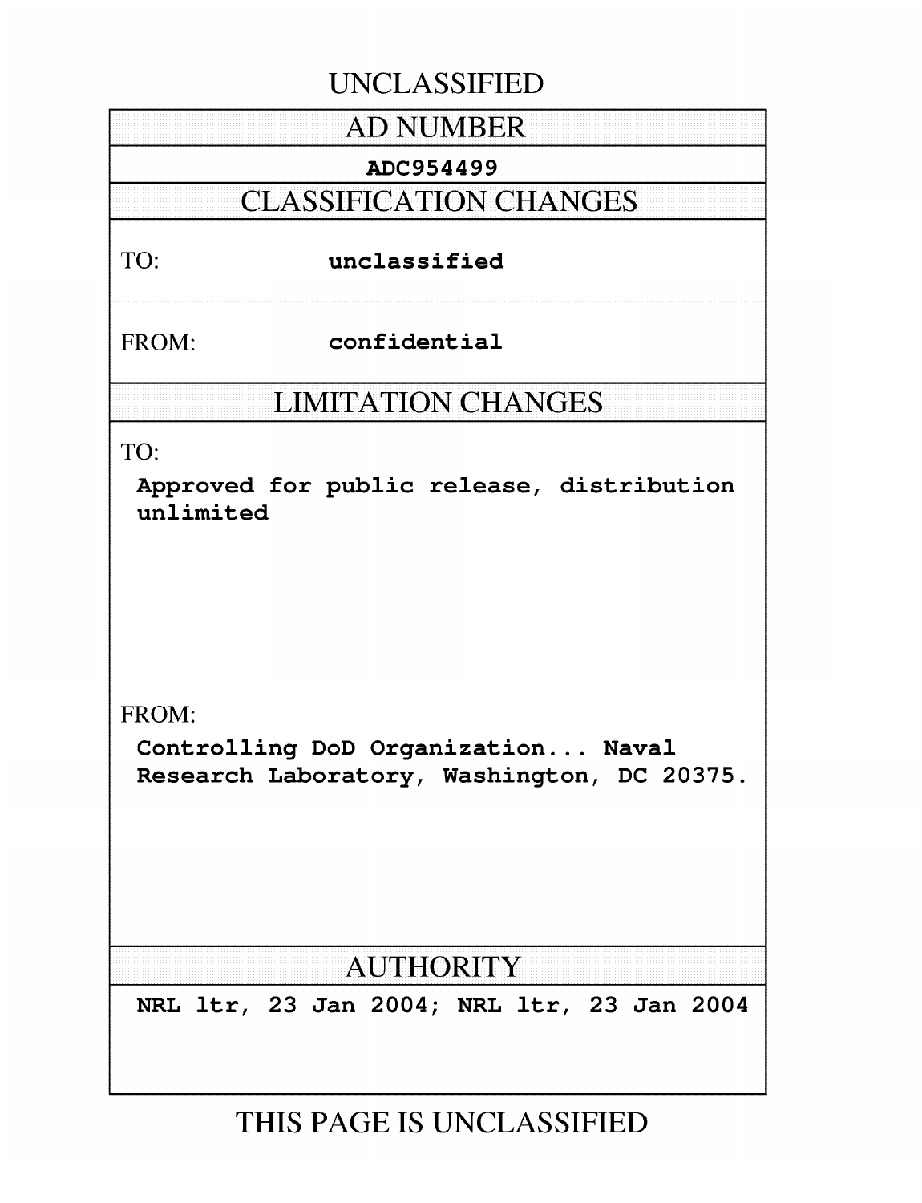UNCLASSIFIED

## AD NUMBER

**ADC954499**

## CLASSIFICATION CHANGES

TO: **unclassified**

FROM: **confidential**

## LIMITATION CHANGES

TO:

**Approved for public release, distribution unlimited**

FROM:

**Controlling DoD Organization... Naval Research Laboratory, Washington, DC 20375.**

## AUTHORITY

**NRL ltr, 23 Jan 2004; NRL ltr, 23 Jan 2004**

THIS PAGE IS UNCLASSIFIED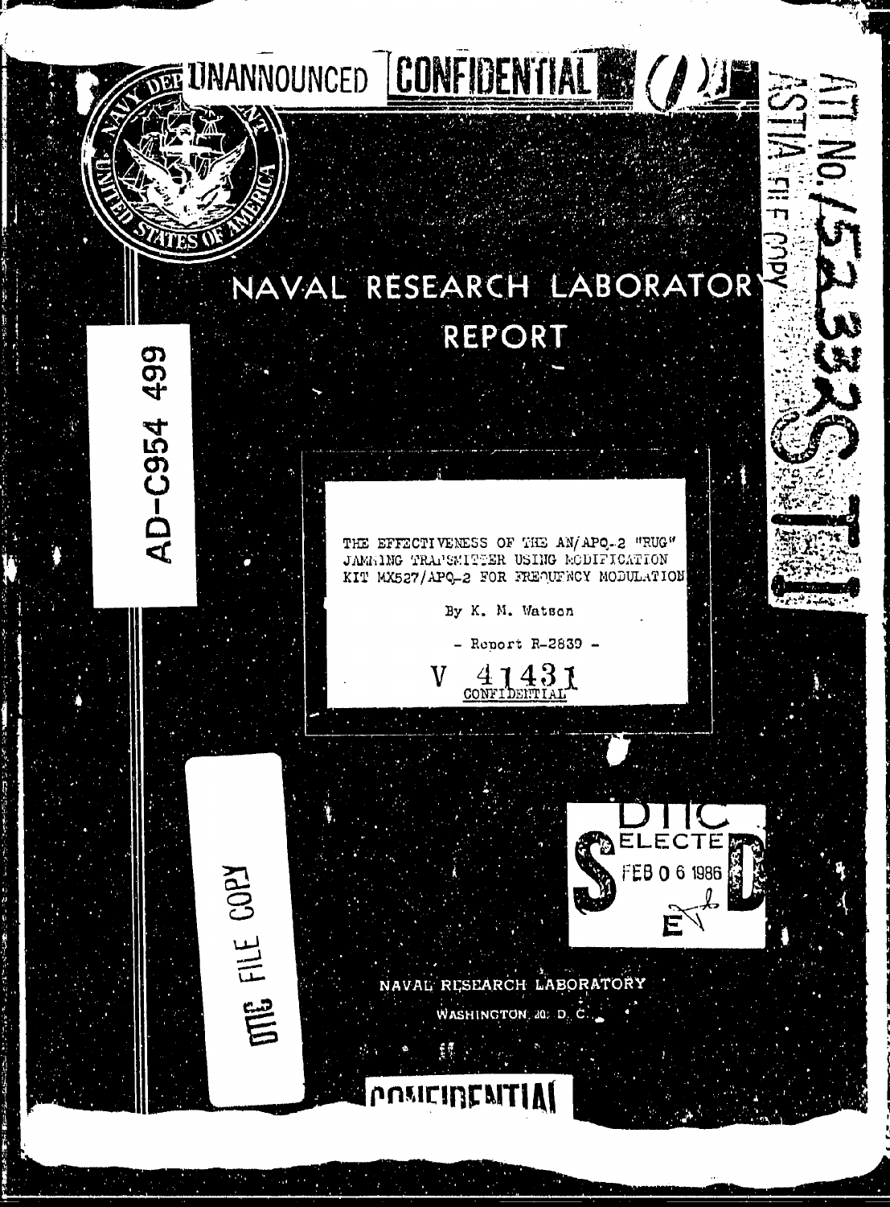UNANNOUNCED CONFIDENTIAL

ATI No. 152332

ASTIA FILE COPY

# NAVAL RESEARCH LABORATORY REPORT

AD-C954 499

THE EFFECTIVENESS OF THE AN/APQ-2 "RUG" JAMMING TRANSMITTER USING MODIFICATION KIT MX527/APQ-2 FOR FREQUENCY MODULATION

By K. M. Watson

- Report R-2839 -

V 41431
CONFIDENTIAL

DTIC FILE COPY

DTIC ELECTE FEB 0 6 1986

NAVAL RESEARCH LABORATORY

WASHINGTON, 20, D. C.

CONFIDENTIAL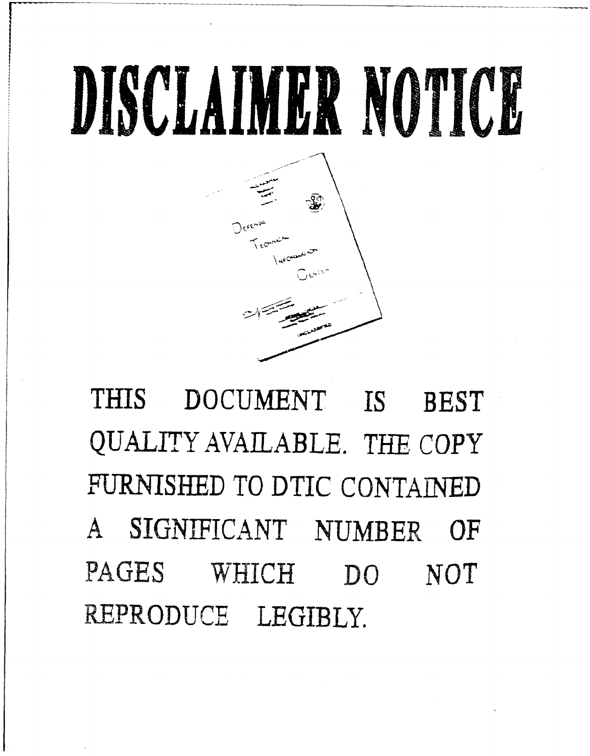# DISCLAIMER NOTICE

THIS DOCUMENT IS BEST QUALITY AVAILABLE. THE COPY FURNISHED TO DTIC CONTAINED A SIGNIFICANT NUMBER OF PAGES WHICH DO NOT REPRODUCE LEGIBLY.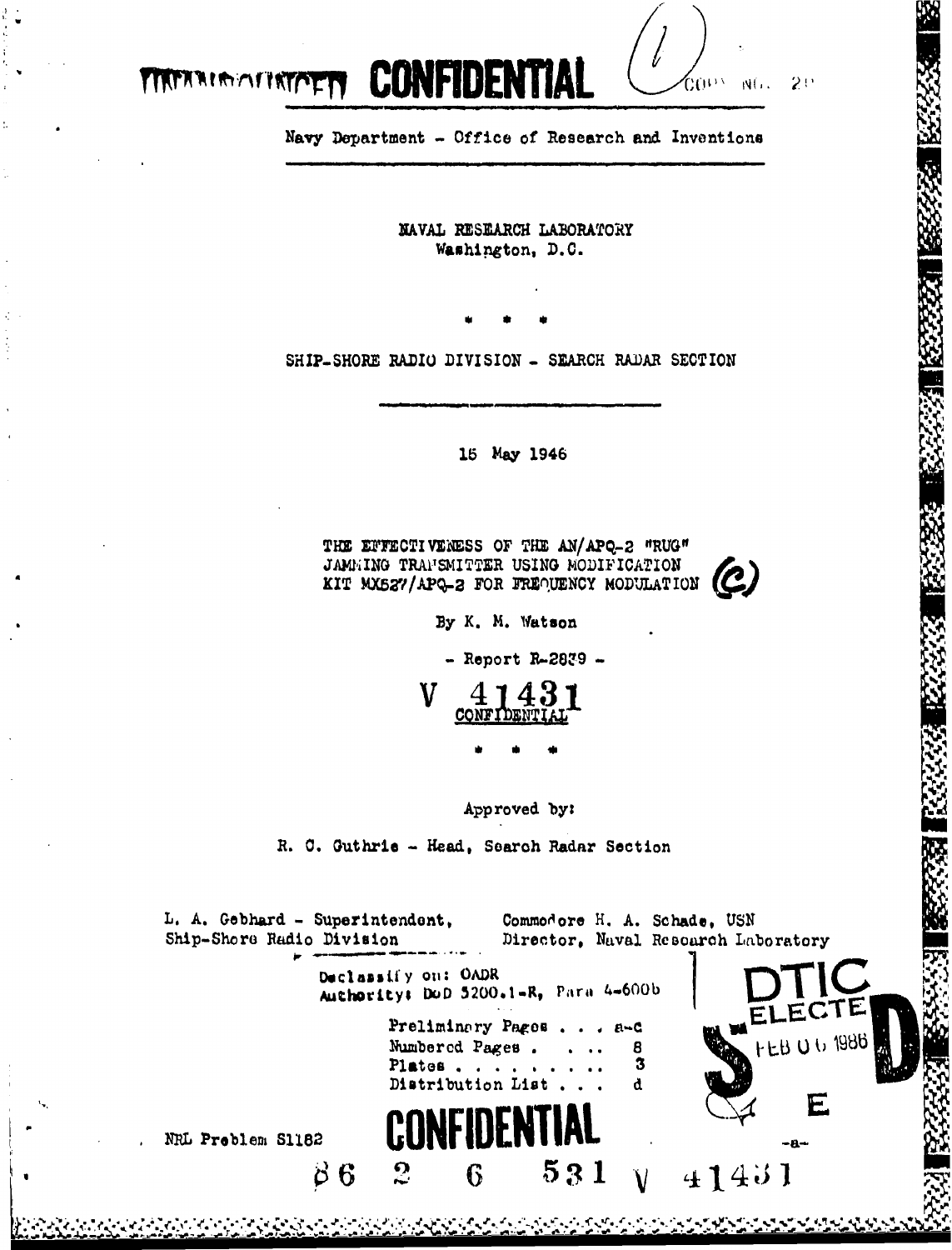**CONFIDENTIAL**

COPY NO. 28

Navy Department - Office of Research and Inventions

NAVAL RESEARCH LABORATORY
Washington, D.C.

\* \* \*

SHIP-SHORE RADIO DIVISION - SEARCH RADAR SECTION

15 May 1946

THE EFFECTIVENESS OF THE AN/APQ-2 "RUG" JAMMING TRANSMITTER USING MODIFICATION KIT MX527/APQ-2 FOR FREQUENCY MODULATION (C)

By K. M. Watson

- Report R-2839 -

V 41431
CONFIDENTIAL

\* \* \*

Approved by:

R. C. Guthrie - Head, Search Radar Section

L. A. Gebhard - Superintendent, Ship-Shore Radio Division

Commodore H. A. Schade, USN
Director, Naval Research Laboratory

Declassify on: OADR
Authority: DoD 5200.1-R, Para 4-600b

DTIC ELECTE FEB 06 1986

| | |
|---|---|
| Preliminary Pages . . . | a-c |
| Numbered Pages . . . . | 8 |
| Plates . . . . . . . . . | 3 |
| Distribution List . . . | d |

NRL Problem S1182

**CONFIDENTIAL**

86 2 6 531 V 41431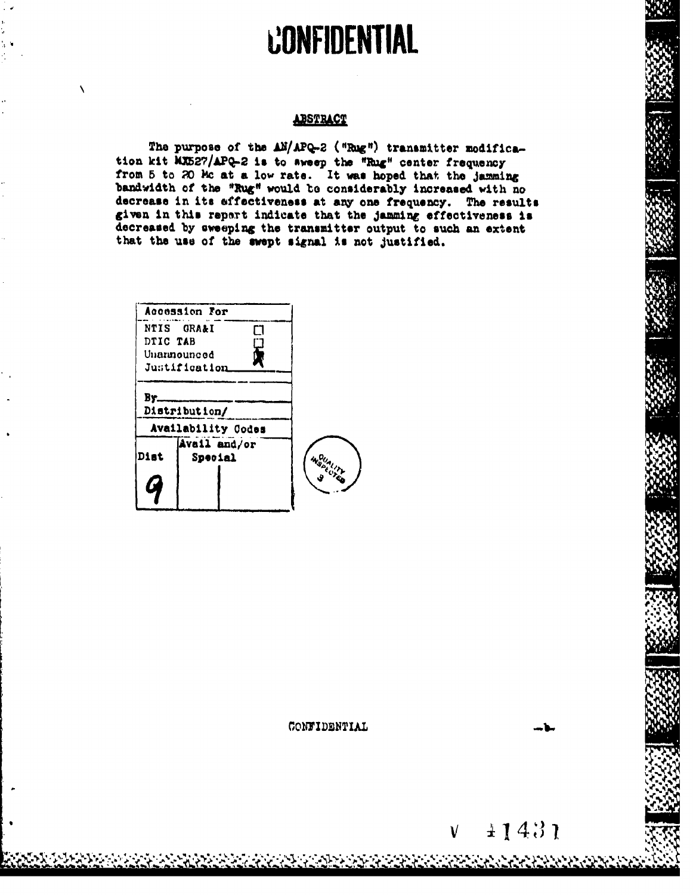CONFIDENTIAL

## ABSTRACT

The purpose of the AN/APQ-2 ("Rug") transmitter modification kit MX527/APQ-2 is to sweep the "Rug" center frequency from 5 to 20 Mc at a low rate. It was hoped that the jamming bandwidth of the "Rug" would be considerably increased with no decrease in its effectiveness at any one frequency. The results given in this report indicate that the jamming effectiveness is decreased by sweeping the transmitter output to such an extent that the use of the swept signal is not justified.

| Accession For | | |
|---|---|---|
| NTIS GRA&I | | ☐ |
| DTIC TAB | | ☐ |
| Unannounced | | ☒ |
| Justification | | |
| By | | |
| Distribution/ | | |
| Availability Codes | | |
| Dist | Avail and/or Special | |
| 9 | | |

QUALITY INSPECTED 3

CONFIDENTIAL

V 41431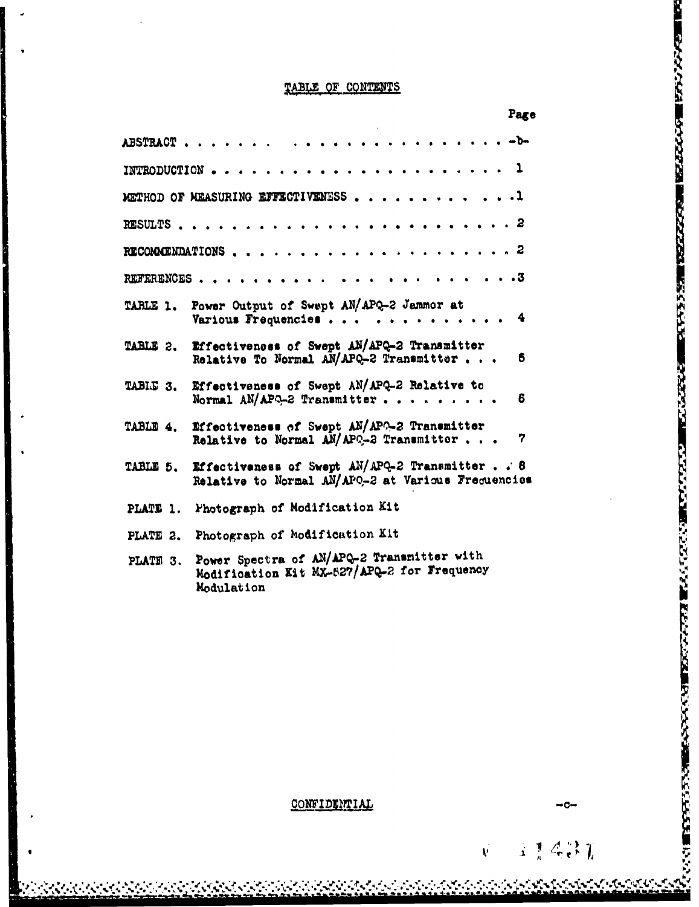# TABLE OF CONTENTS

| | Page |
|---|---|
| ABSTRACT | -b- |
| INTRODUCTION | 1 |
| METHOD OF MEASURING EFFECTIVENESS | 1 |
| RESULTS | 2 |
| RECOMMENDATIONS | 2 |
| REFERENCES | 3 |
| TABLE 1. Power Output of Swept AN/APQ-2 Jammer at Various Frequencies | 4 |
| TABLE 2. Effectiveness of Swept AN/APQ-2 Transmitter Relative To Normal AN/APQ-2 Transmitter | 5 |
| TABLE 3. Effectiveness of Swept AN/APQ-2 Relative to Normal AN/APQ-2 Transmitter | 6 |
| TABLE 4. Effectiveness of Swept AN/APQ-2 Transmitter Relative to Normal AN/APQ-2 Transmitter | 7 |
| TABLE 5. Effectiveness of Swept AN/APQ-2 Transmitter Relative to Normal AN/APQ-2 at Various Frequencies | 8 |
| PLATE 1. Photograph of Modification Kit | |
| PLATE 2. Photograph of Modification Kit | |
| PLATE 3. Power Spectra of AN/APQ-2 Transmitter with Modification Kit MX-527/APQ-2 for Frequency Modulation | |

CONFIDENTIAL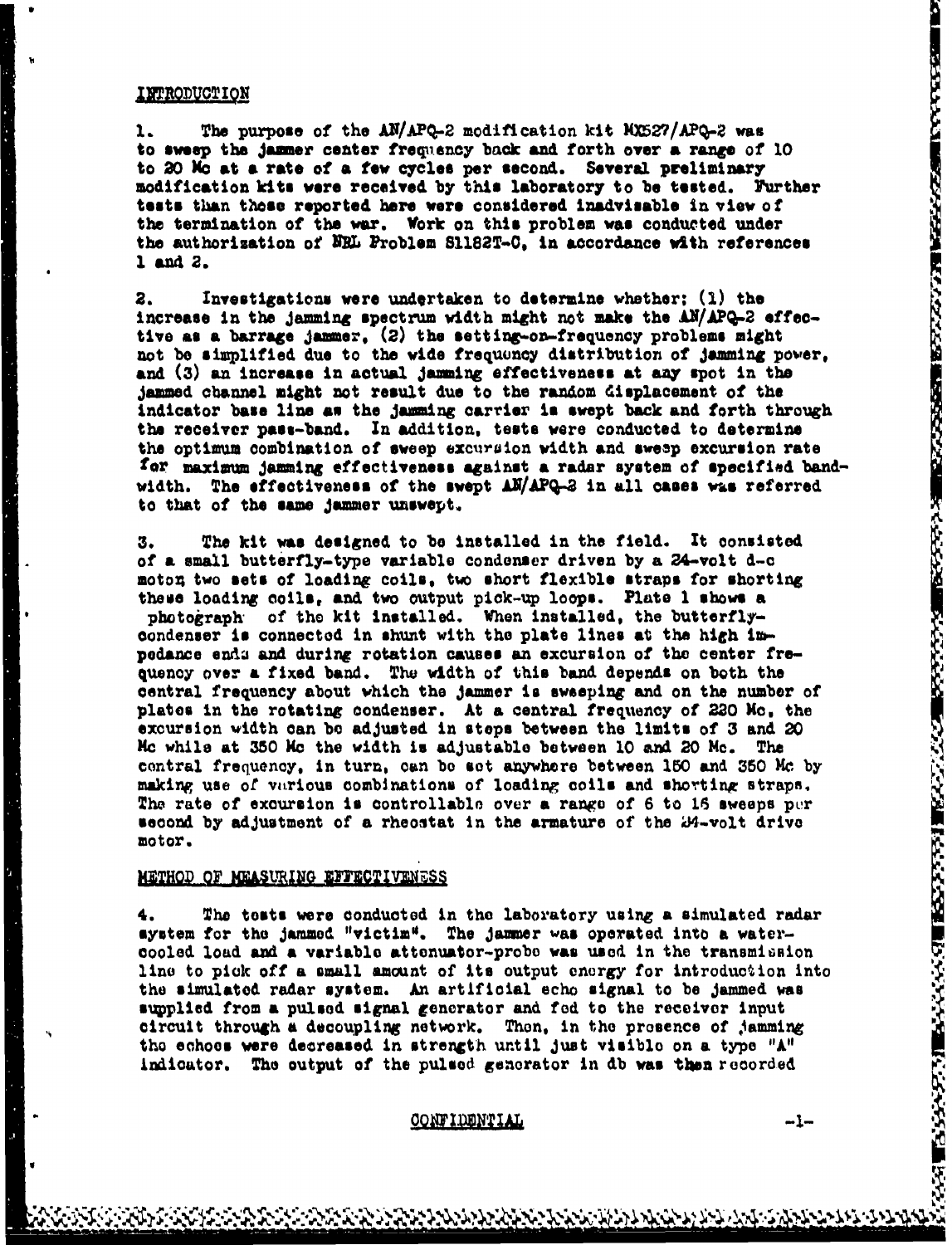## INTRODUCTION

1. The purpose of the AN/APQ-2 modification kit MX527/APQ-2 was to sweep the jammer center frequency back and forth over a range of 10 to 20 Mc at a rate of a few cycles per second. Several preliminary modification kits were received by this laboratory to be tested. Further tests than those reported here were considered inadvisable in view of the termination of the war. Work on this problem was conducted under the authorization of NRL Problem S1182T-C, in accordance with references 1 and 2.

2. Investigations were undertaken to determine whether: (1) the increase in the jamming spectrum width might not make the AN/APQ-2 effective as a barrage jammer, (2) the setting-on-frequency problems might not be simplified due to the wide frequency distribution of jamming power, and (3) an increase in actual jamming effectiveness at any spot in the jammed channel might not result due to the random displacement of the indicator base line as the jamming carrier is swept back and forth through the receiver pass-band. In addition, tests were conducted to determine the optimum combination of sweep excursion width and sweep excursion rate for maximum jamming effectiveness against a radar system of specified bandwidth. The effectiveness of the swept AN/APQ-2 in all cases was referred to that of the same jammer unswept.

3. The kit was designed to be installed in the field. It consisted of a small butterfly-type variable condenser driven by a 24-volt d-c motor, two sets of loading coils, two short flexible straps for shorting these loading coils, and two output pick-up loops. Plate 1 shows a photograph of the kit installed. When installed, the butterfly-condenser is connected in shunt with the plate lines at the high impedance ends and during rotation causes an excursion of the center frequency over a fixed band. The width of this band depends on both the central frequency about which the jammer is sweeping and on the number of plates in the rotating condenser. At a central frequency of 220 Mc, the excursion width can be adjusted in steps between the limits of 3 and 20 Mc while at 350 Mc the width is adjustable between 10 and 20 Mc. The central frequency, in turn, can be set anywhere between 150 and 350 Mc by making use of various combinations of loading coils and shorting straps. The rate of excursion is controllable over a range of 6 to 16 sweeps per second by adjustment of a rheostat in the armature of the 24-volt drive motor.

## METHOD OF MEASURING EFFECTIVENESS

4. The tests were conducted in the laboratory using a simulated radar system for the jammed "victim". The jammer was operated into a water-cooled load and a variable attenuator-probe was used in the transmission line to pick off a small amount of its output energy for introduction into the simulated radar system. An artificial echo signal to be jammed was supplied from a pulsed signal generator and fed to the receiver input circuit through a decoupling network. Then, in the presence of jamming the echoes were decreased in strength until just visible on a type "A" indicator. The output of the pulsed generator in db was then recorded

CONFIDENTIAL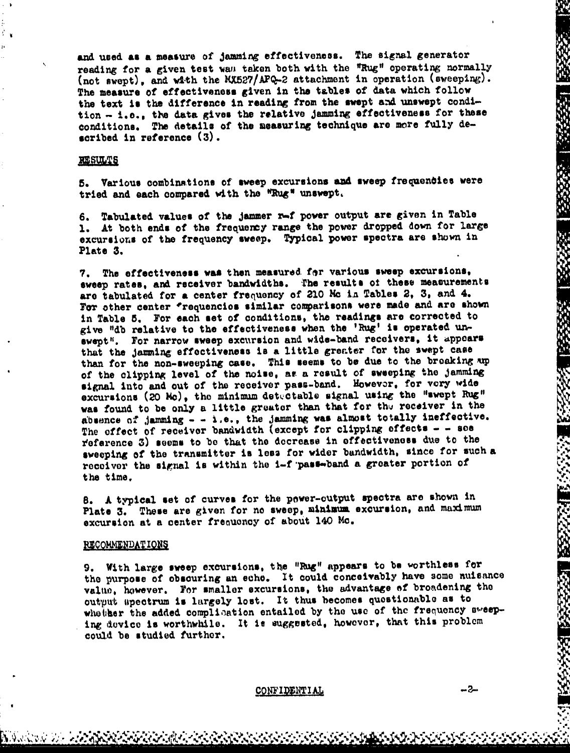and used as a measure of jamming effectiveness. The signal generator reading for a given test was taken both with the "Rug" operating normally (not swept), and with the MX527/APQ-2 attachment in operation (sweeping). The measure of effectiveness given in the tables of data which follow the text is the difference in reading from the swept and unswept condition – i.e., the data gives the relative jamming effectiveness for these conditions. The details of the measuring technique are more fully described in reference (3).

## RESULTS

5. Various combinations of sweep excursions and sweep frequencies were tried and each compared with the "Rug" unswept.

6. Tabulated values of the jammer r-f power output are given in Table 1. At both ends of the frequency range the power dropped down for large excursions of the frequency sweep. Typical power spectra are shown in Plate 3.

7. The effectiveness was then measured for various sweep excursions, sweep rates, and receiver bandwidths. The results of these measurements are tabulated for a center frequency of 210 Mc in Tables 2, 3, and 4. For other center frequencies similar comparisons were made and are shown in Table 5. For each set of conditions, the readings are corrected to give "db relative to the effectiveness when the 'Rug' is operated unswept". For narrow sweep excursion and wide-band receivers, it appears that the jamming effectiveness is a little greater for the swept case than for the non-sweeping case. This seems to be due to the breaking up of the clipping level of the noise, as a result of sweeping the jamming signal into and out of the receiver pass-band. However, for very wide excursions (20 Mc), the minimum detectable signal using the "swept Rug" was found to be only a little greater than that for the receiver in the absence of jamming - - i.e., the jamming was almost totally ineffective. The effect of receiver bandwidth (except for clipping effects - - see reference 3) seems to be that the decrease in effectiveness due to the sweeping of the transmitter is less for wider bandwidth, since for such a receiver the signal is within the i-f pass-band a greater portion of the time.

8. A typical set of curves for the power-output spectra are shown in Plate 3. These are given for no sweep, minimum excursion, and maximum excursion at a center frequency of about 140 Mc.

## RECOMMENDATIONS

9. With large sweep excursions, the "Rug" appears to be worthless for the purpose of obscuring an echo. It could conceivably have some nuisance value, however. For smaller excursions, the advantage of broadening the output spectrum is largely lost. It thus becomes questionable as to whether the added complication entailed by the use of the frequency sweeping device is worthwhile. It is suggested, however, that this problem could be studied further.

CONFIDENTIAL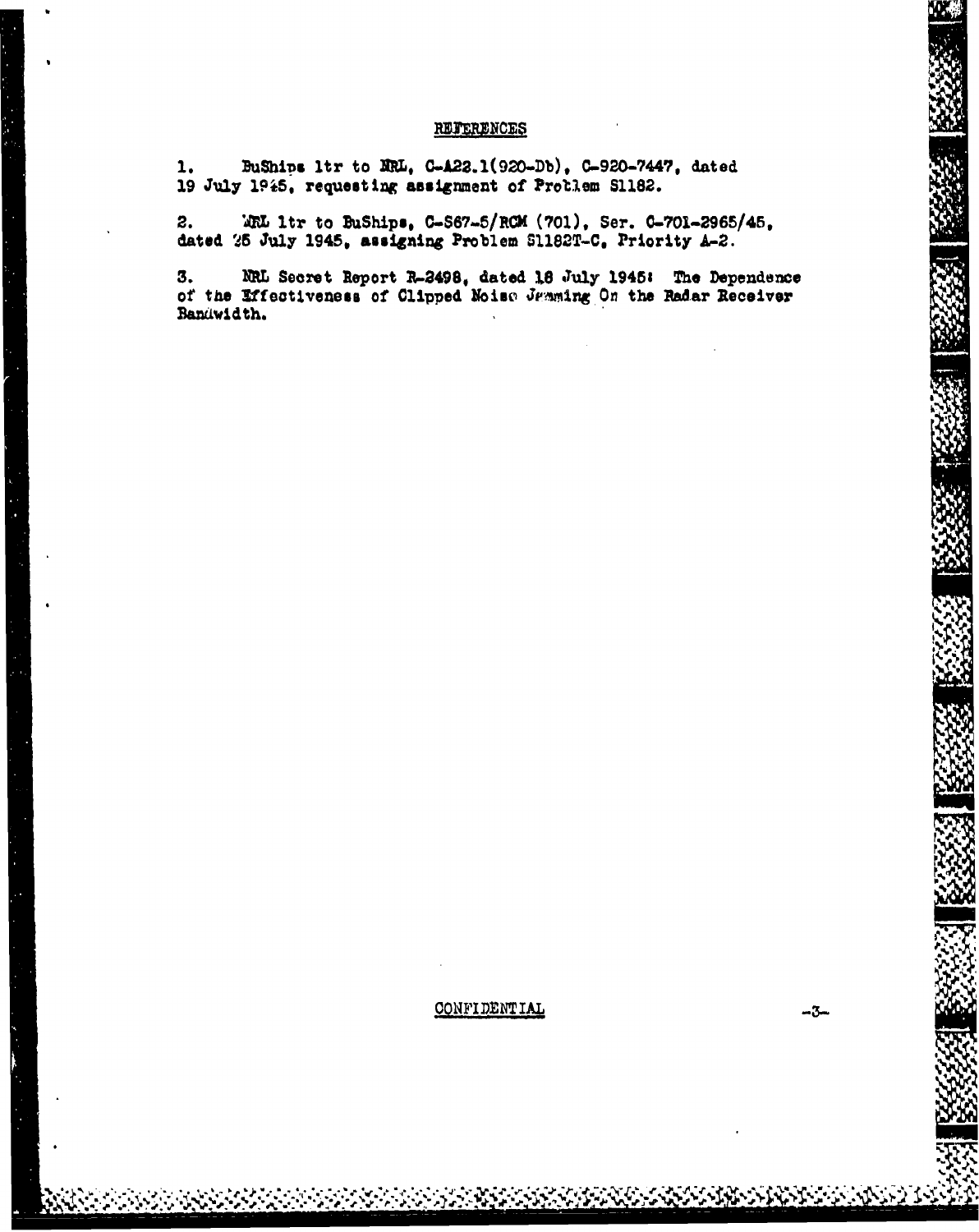## REFERENCES

1. BuShips ltr to NRL, C-A22.1(920-Db), C-920-7447, dated 19 July 1945, requesting assignment of Problem S1182.

2. NRL ltr to BuShips, C-S67-5/RCM (701), Ser. C-701-2965/45, dated 25 July 1945, assigning Problem S1182T-C, Priority A-2.

3. NRL Secret Report R-2498, dated 18 July 1945: The Dependence of the Effectiveness of Clipped Noise Jamming On the Radar Receiver Bandwidth.

CONFIDENTIAL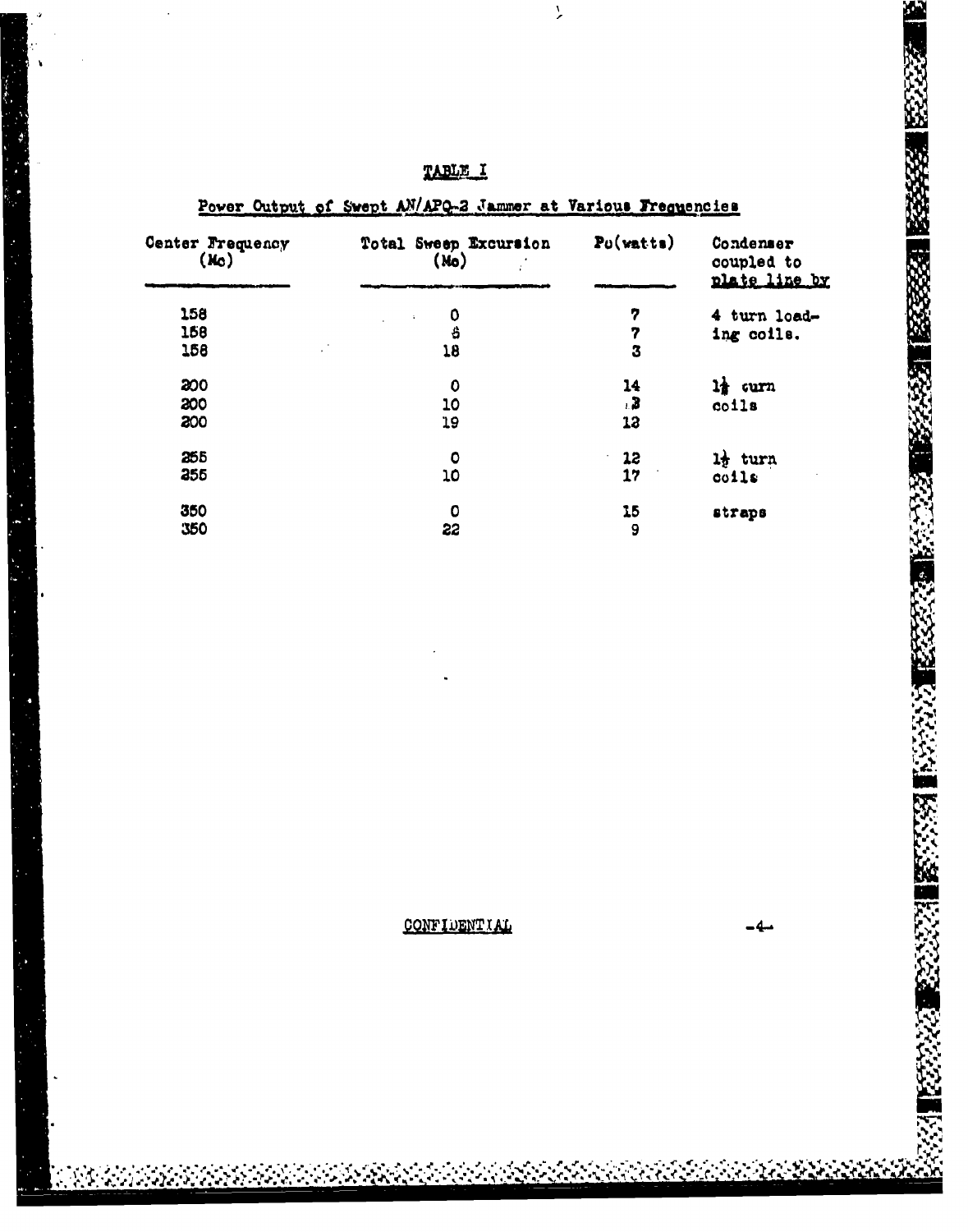TABLE I

Power Output of Swept AN/APQ-2 Jammer at Various Frequencies

| Center Frequency (Mc) | Total Sweep Excursion (Mc) | Po(watts) | Condenser coupled to plate line by |
|---|---|---|---|
| 158 | 0 | 7 | 4 turn loading coils. |
| 158 | 6 | 7 | |
| 158 | 18 | 3 | |
| 200 | 0 | 14 | 1½ turn coils |
| 200 | 10 | 13 | |
| 200 | 19 | 12 | |
| 255 | 0 | 12 | 1½ turn coils |
| 255 | 10 | 17 | |
| 350 | 0 | 15 | straps |
| 350 | 22 | 9 | |

CONFIDENTIAL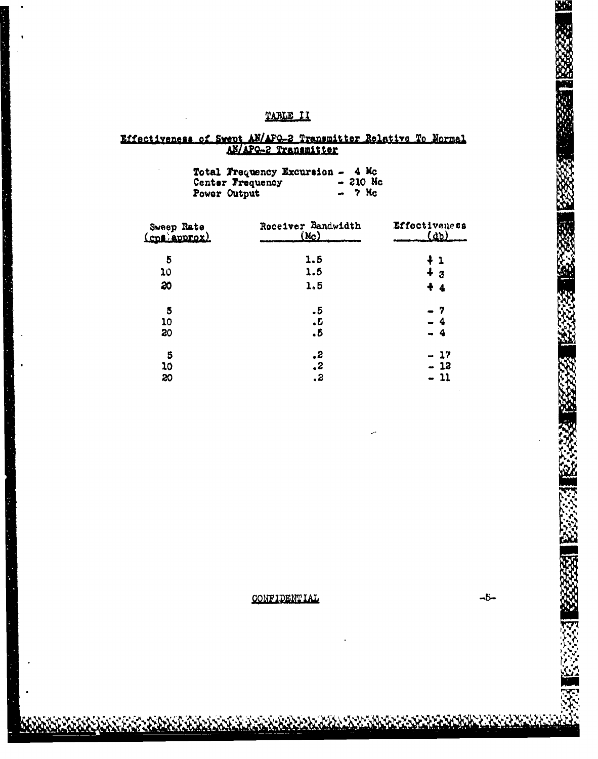## TABLE II

### Effectiveness of Swept AN/APQ-2 Transmitter Relative To Normal AN/APQ-2 Transmitter

Total Frequency Excursion - 4 Mc
Center Frequency - 210 Mc
Power Output - 7 Mc

| Sweep Rate (cps approx) | Receiver Bandwidth (Mc) | Effectiveness (db) |
|---|---|---|
| 5 | 1.5 | + 1 |
| 10 | 1.5 | + 3 |
| 20 | 1.5 | + 4 |
| 5 | .5 | - 7 |
| 10 | .5 | - 4 |
| 20 | .5 | - 4 |
| 5 | .2 | - 17 |
| 10 | .2 | - 13 |
| 20 | .2 | - 11 |

CONFIDENTIAL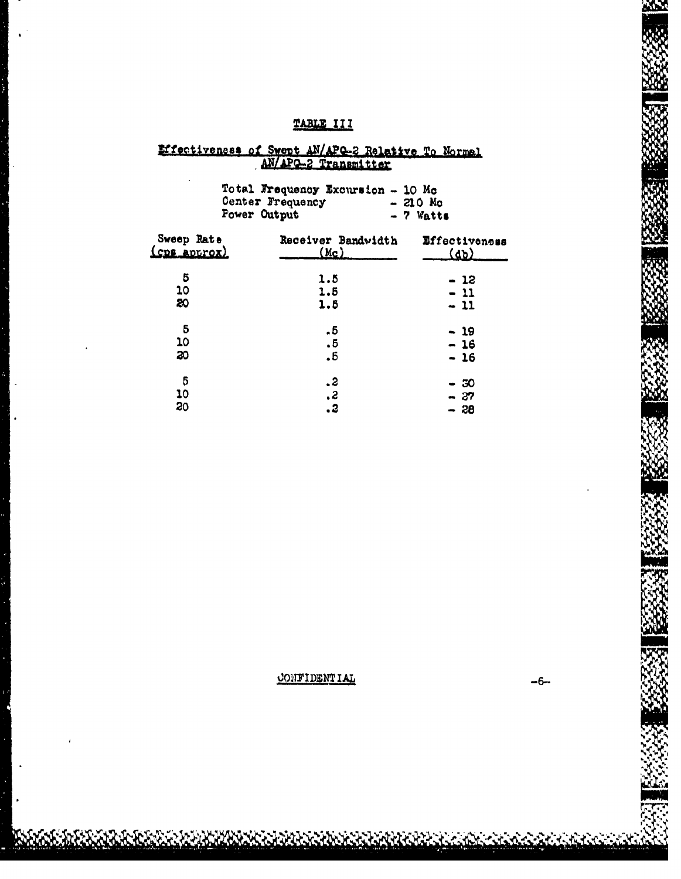# TABLE III

## Effectiveness of Swept AN/APQ-2 Relative To Normal AN/APQ-2 Transmitter

Total Frequency Excursion - 10 Mc
Center Frequency - 210 Mc
Power Output - 7 Watts

| Sweep Rate (cps approx) | Receiver Bandwidth (Mc) | Effectiveness (db) |
|---|---|---|
| 5 | 1.5 | - 12 |
| 10 | 1.5 | - 11 |
| 20 | 1.5 | - 11 |
| 5 | .5 | - 19 |
| 10 | .5 | - 16 |
| 20 | .5 | - 16 |
| 5 | .2 | - 30 |
| 10 | .2 | - 27 |
| 20 | .2 | - 28 |

CONFIDENTIAL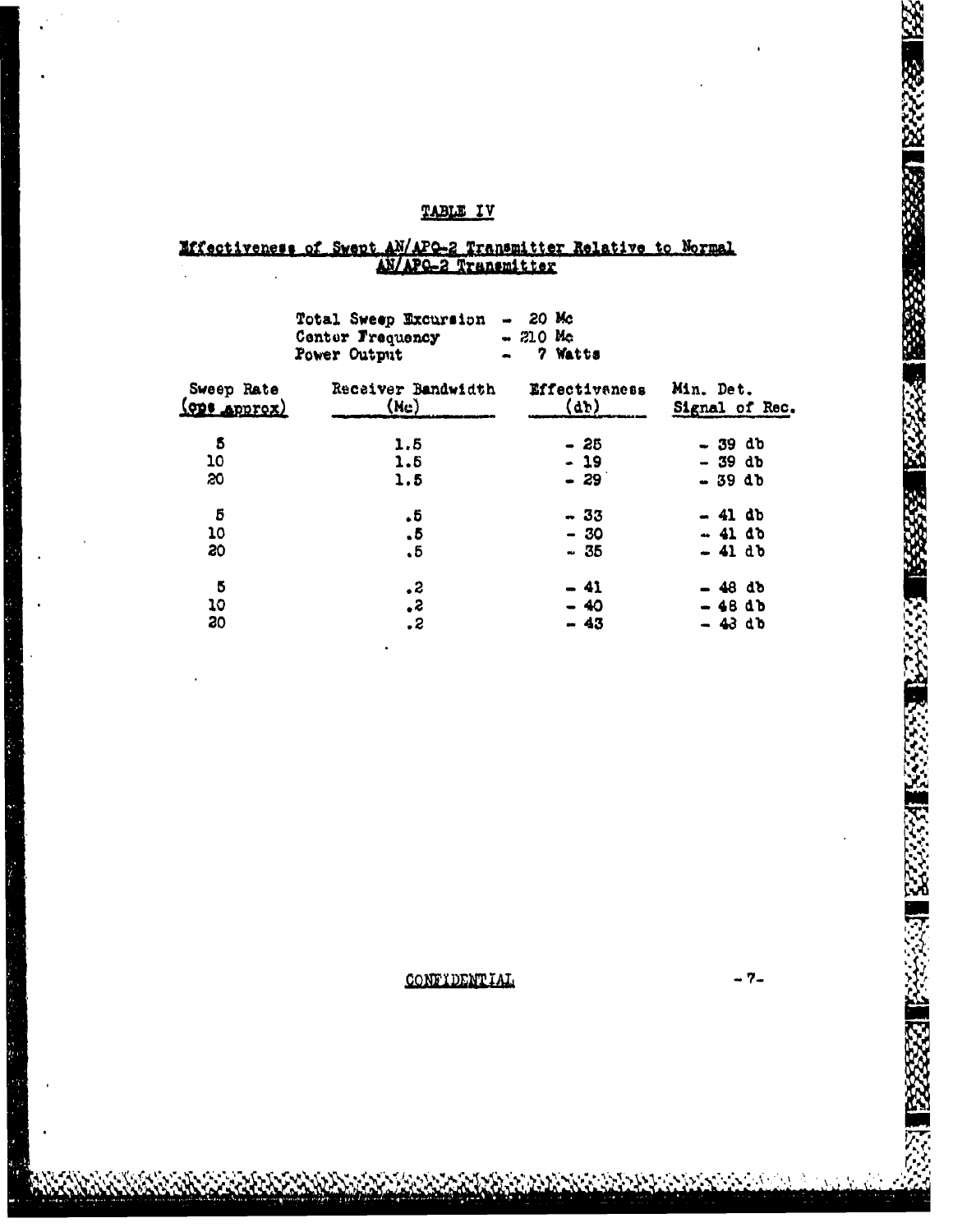## TABLE IV

**Effectiveness of Swept AN/APQ-2 Transmitter Relative to Normal AN/APQ-2 Transmitter**

Total Sweep Excursion - 20 Mc
Center Frequency - 210 Mc
Power Output - 7 Watts

| Sweep Rate (cps approx) | Receiver Bandwidth (Mc) | Effectiveness (db) | Min. Det. Signal of Rec. |
|---|---|---|---|
| 5 | 1.5 | - 25 | - 39 db |
| 10 | 1.5 | - 19 | - 39 db |
| 20 | 1.5 | - 29 | - 39 db |
| 5 | .5 | - 33 | - 41 db |
| 10 | .5 | - 30 | - 41 db |
| 20 | .5 | - 35 | - 41 db |
| 5 | .2 | - 41 | - 48 db |
| 10 | .2 | - 40 | - 48 db |
| 20 | .2 | - 43 | - 48 db |

CONFIDENTIAL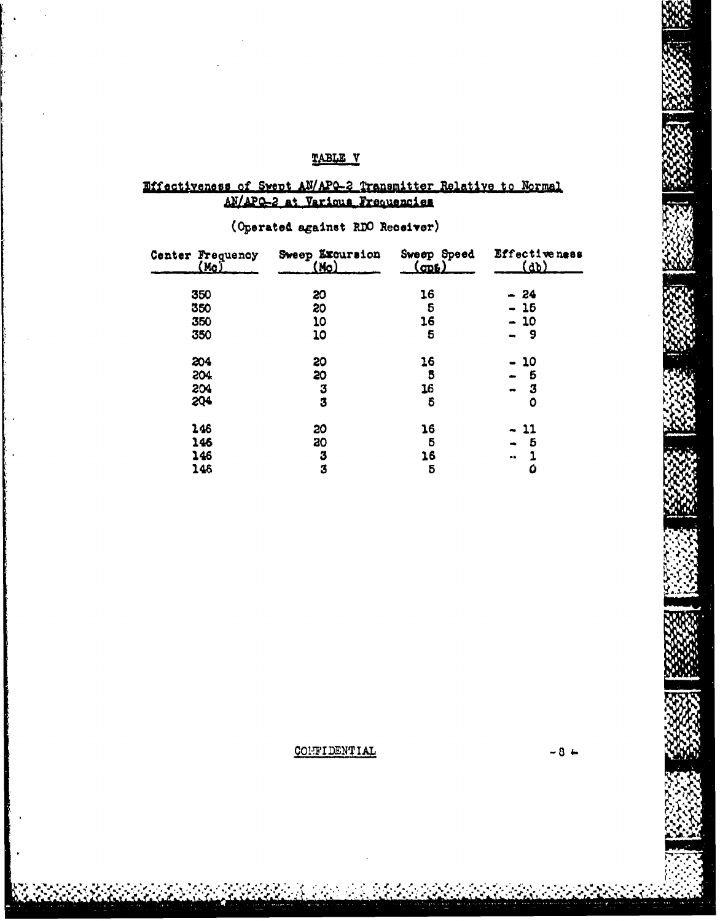## TABLE V

**Effectiveness of Swept AN/APQ-2 Transmitter Relative to Normal AN/APQ-2 at Various Frequencies**

(Operated against RDO Receiver)

| Center Frequency (Mc) | Sweep Excursion (Mc) | Sweep Speed (cps) | Effectiveness (db) |
|---|---|---|---|
| 350 | 20 | 16 | - 24 |
| 350 | 20 | 5 | - 15 |
| 350 | 10 | 16 | - 10 |
| 350 | 10 | 5 | - 9 |
| 204 | 20 | 16 | - 10 |
| 204 | 20 | 5 | - 5 |
| 204 | 3 | 16 | - 3 |
| 204 | 3 | 5 | 0 |
| 146 | 20 | 16 | - 11 |
| 146 | 20 | 5 | - 5 |
| 146 | 3 | 16 | - 1 |
| 146 | 3 | 5 | 0 |

CONFIDENTIAL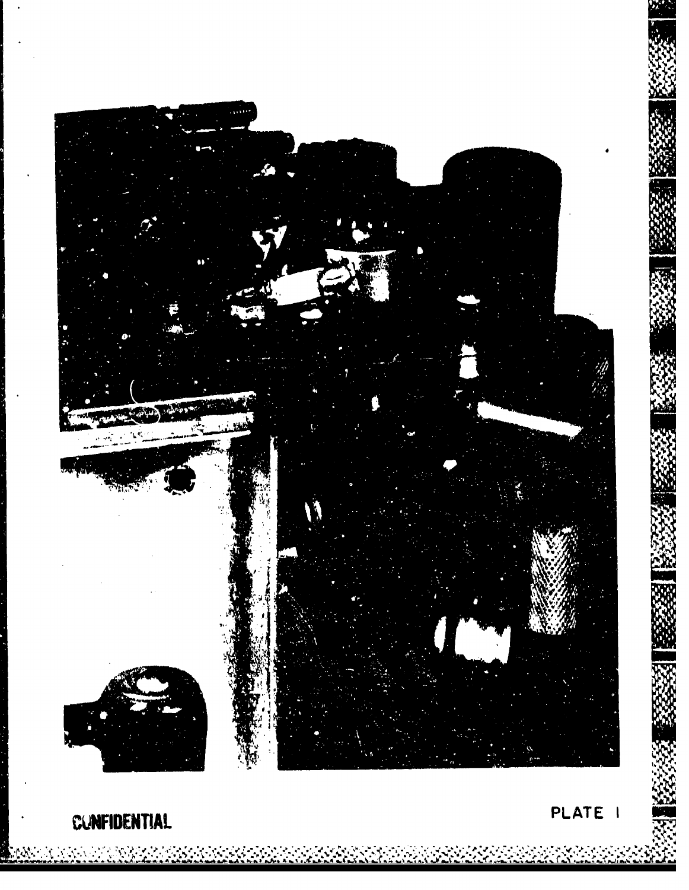CONFIDENTIAL

PLATE I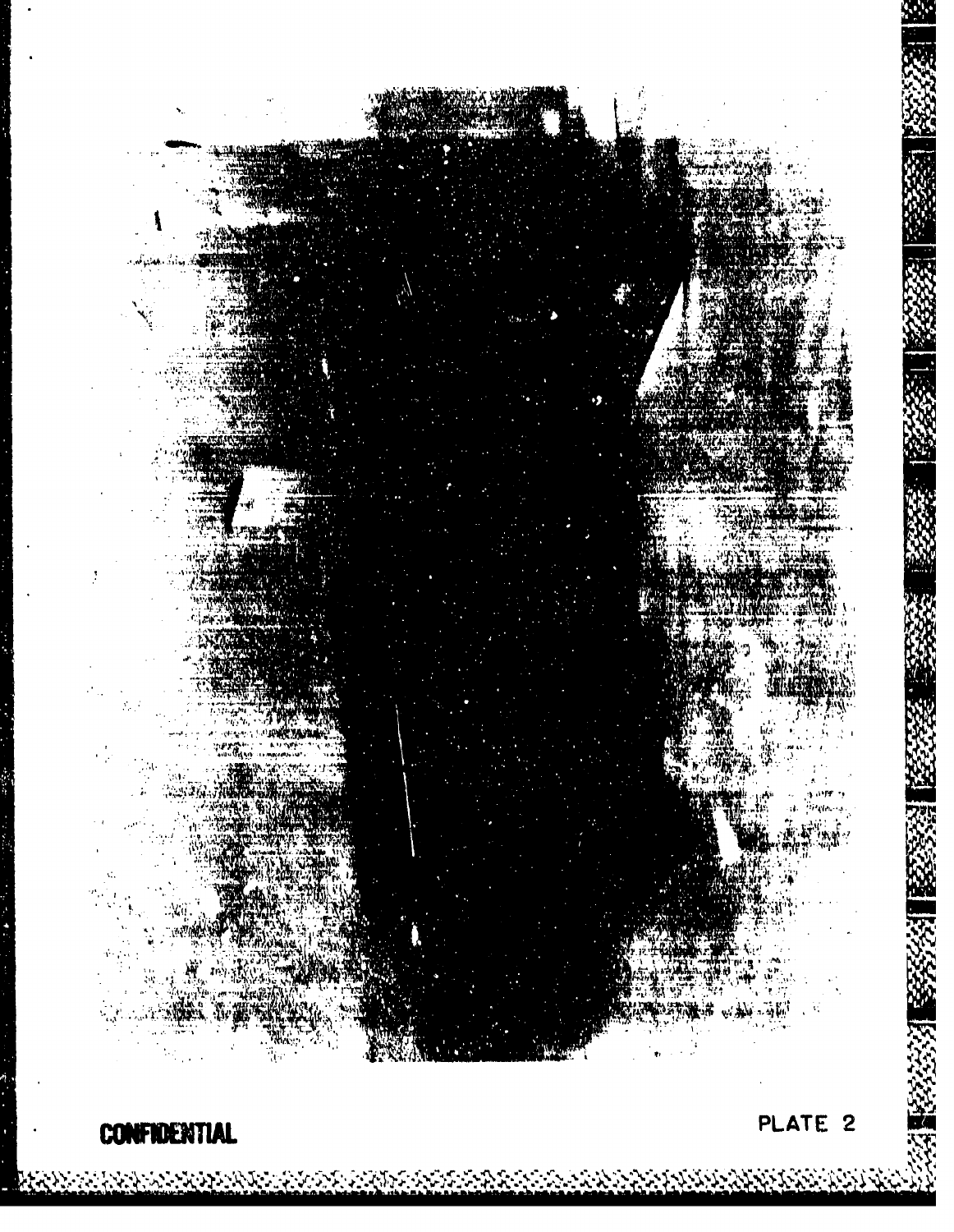CONFIDENTIAL

PLATE 2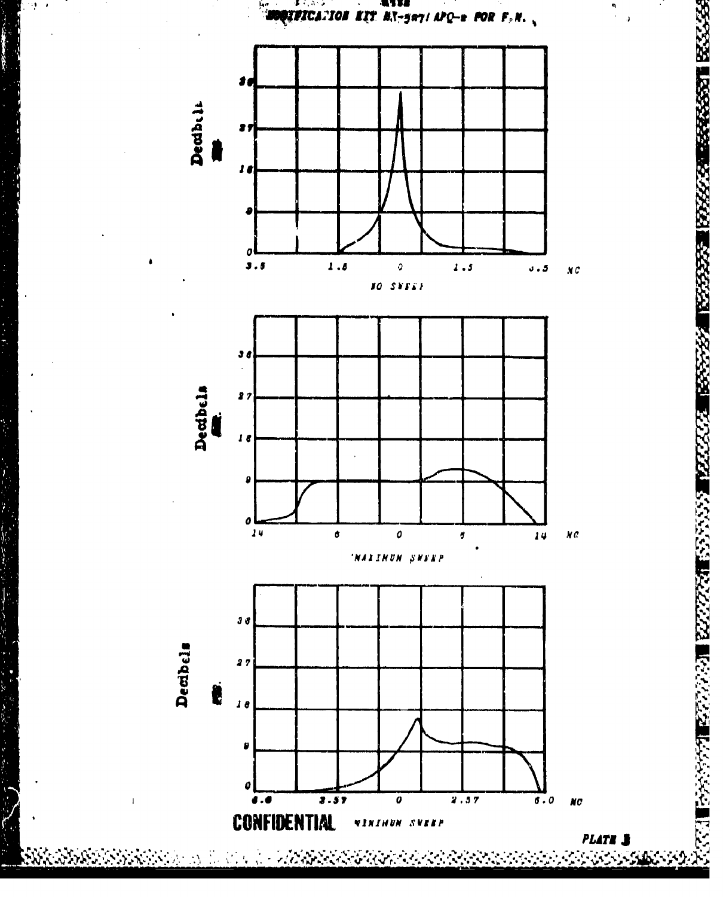MODIFICATION KIT MX-587/APQ-2 FOR F.M.

Decibels

36
27
18
9
0

3.5 1.5 0 1.5 3.5 MC

NO SWEEP

Decibels

36
27
18
9
0

14 6 0 6 14 MC

MAXIMUM SWEEP

Decibels

36
27
18
9
0

6.0 2.57 0 2.57 6.0 MC

MINIMUM SWEEP

CONFIDENTIAL

PLATE 3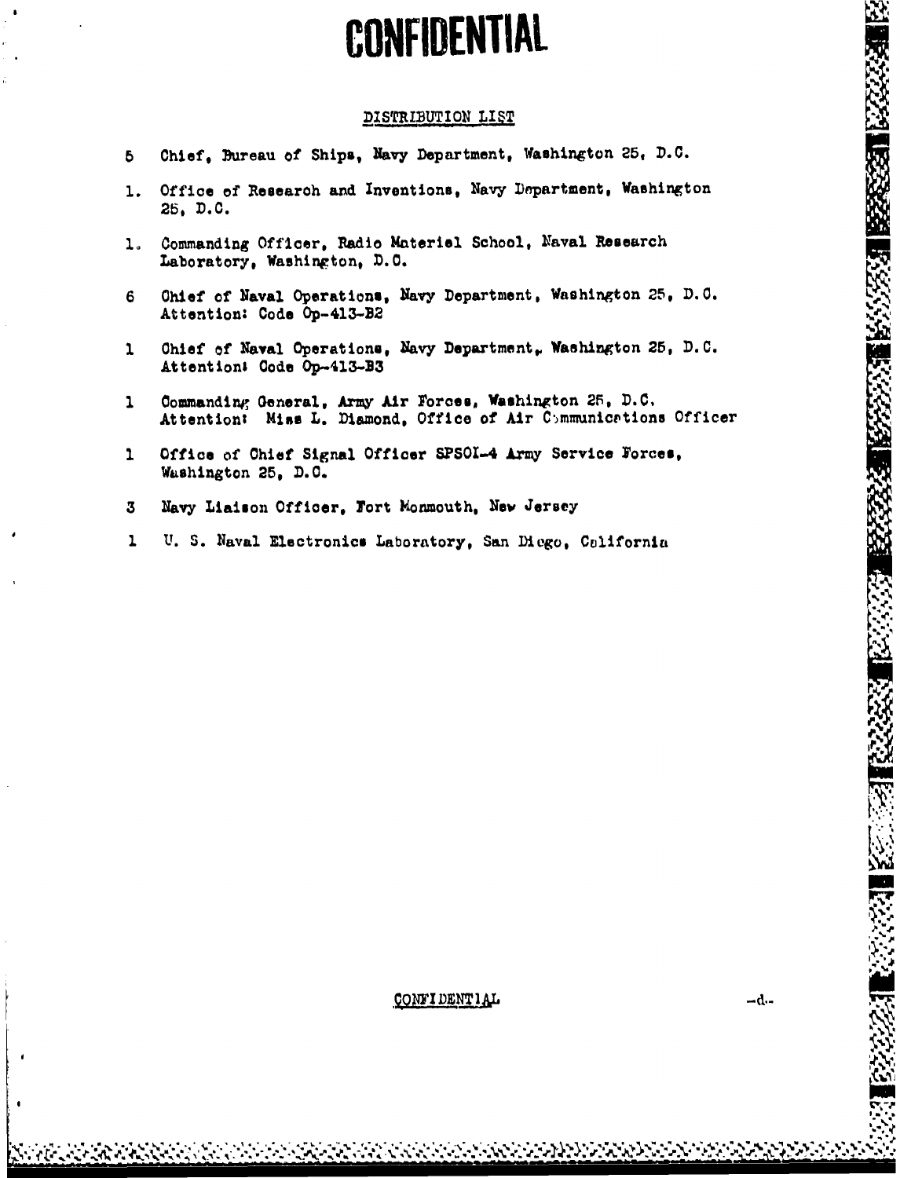# CONFIDENTIAL

DISTRIBUTION LIST

5 Chief, Bureau of Ships, Navy Department, Washington 25, D.C.

1. Office of Research and Inventions, Navy Department, Washington 25, D.C.

1. Commanding Officer, Radio Materiel School, Naval Research Laboratory, Washington, D.C.

6 Chief of Naval Operations, Navy Department, Washington 25, D.C. Attention: Code Op-413-B2

1 Chief of Naval Operations, Navy Department, Washington 25, D.C. Attention: Code Op-413-B3

1 Commanding General, Army Air Forces, Washington 25, D.C. Attention: Miss L. Diamond, Office of Air Communications Officer

1 Office of Chief Signal Officer SPSOI-4 Army Service Forces, Washington 25, D.C.

3 Navy Liaison Officer, Fort Monmouth, New Jersey

1 U. S. Naval Electronics Laboratory, San Diego, California

CONFIDENTIAL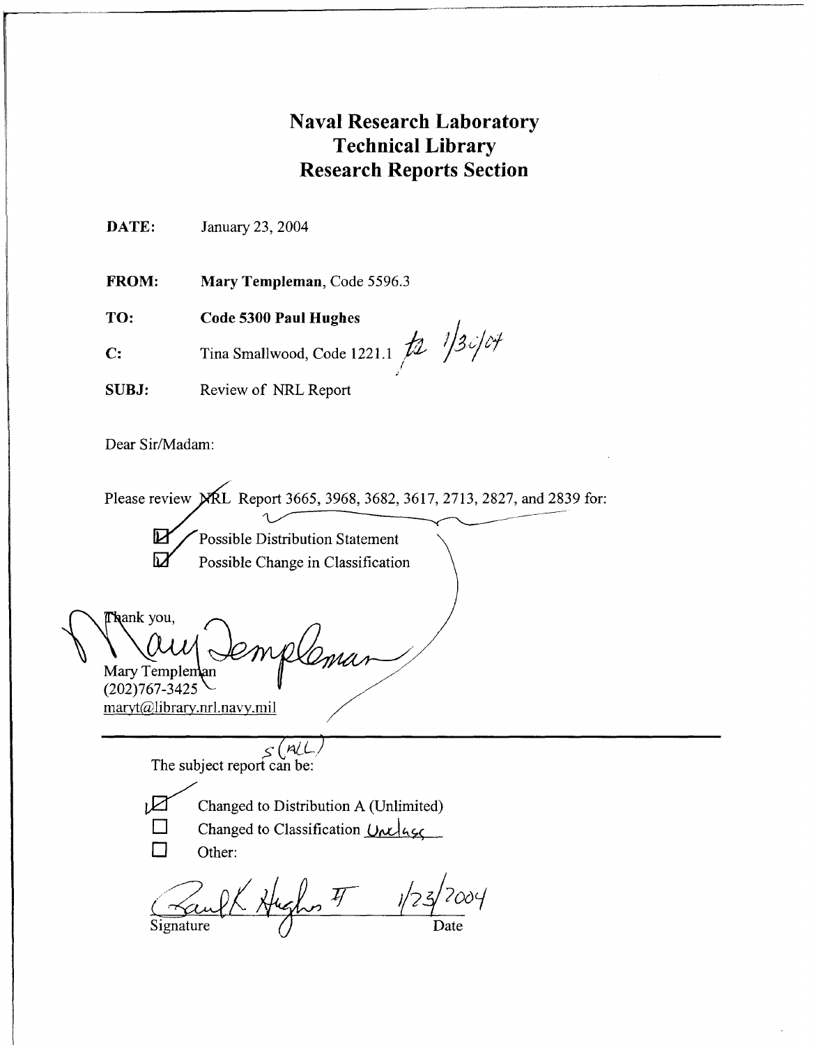# Naval Research Laboratory
# Technical Library
# Research Reports Section

**DATE:** January 23, 2004

**FROM:** **Mary Templeman**, Code 5596.3

**TO:** **Code 5300 Paul Hughes**

**C:** Tina Smallwood, Code 1221.1 *ts 1/30/04*

**SUBJ:** Review of NRL Report

Dear Sir/Madam:

Please review NRL Report 3665, 3968, 3682, 3617, 2713, 2827, and 2839 for:

- [x] Possible Distribution Statement
- [x] Possible Change in Classification

Thank you,

*Mary Templeman*

Mary Templeman
(202)767-3425
maryt@library.nrl.navy.mil

---

The subject report *s (ALL)* can be:

- [x] Changed to Distribution A (Unlimited)
- [ ] Changed to Classification *Unclass*
- [ ] Other:

*Paul K. Hughes II* *1/23/2004*

Signature Date